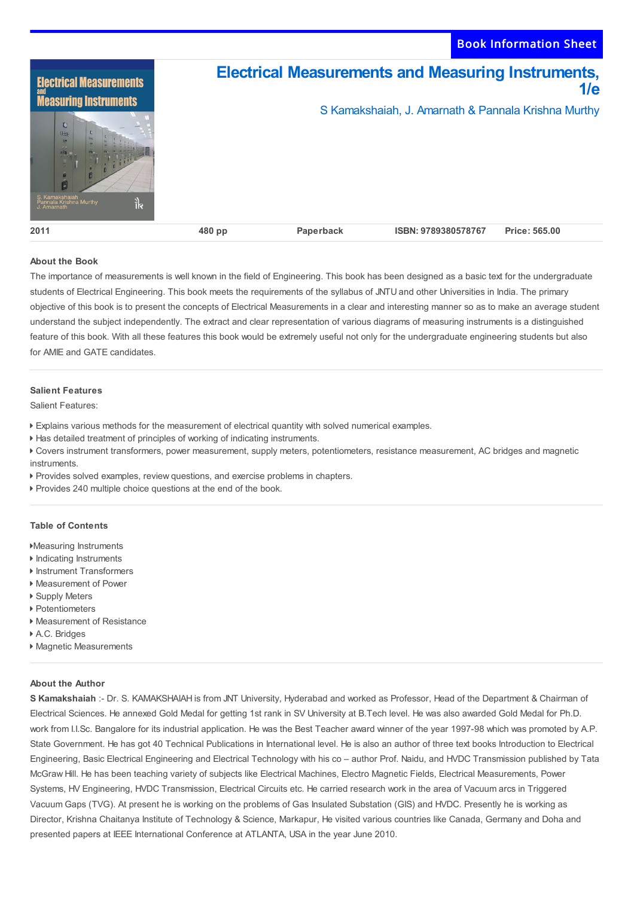Book Information Sheet

# Electrical Measurements and Measuring Instruments, 1/e

S Kamakshaiah, J. Amarnath & Pannala Krishna Murthy

| 2011 | 480 pp | Paperback | ISBN: 9789380578767 | Price: 565.00 |
| --- | --- | --- | --- | --- |

## About the Book

The importance of measurements is well known in the field of Engineering. This book has been designed as a basic text for the undergraduate students of Electrical Engineering. This book meets the requirements of the syllabus of JNTU and other Universities in India. The primary objective of this book is to present the concepts of Electrical Measurements in a clear and interesting manner so as to make an average student understand the subject independently. The extract and clear representation of various diagrams of measuring instruments is a distinguished feature of this book. With all these features this book would be extremely useful not only for the undergraduate engineering students but also for AMIE and GATE candidates.

## Salient Features

Salient Features:

- Explains various methods for the measurement of electrical quantity with solved numerical examples.
- Has detailed treatment of principles of working of indicating instruments.
- Covers instrument transformers, power measurement, supply meters, potentiometers, resistance measurement, AC bridges and magnetic instruments.
- Provides solved examples, review questions, and exercise problems in chapters.
- Provides 240 multiple choice questions at the end of the book.

## Table of Contents

- Measuring Instruments
- Indicating Instruments
- Instrument Transformers
- Measurement of Power
- Supply Meters
- Potentiometers
- Measurement of Resistance
- A.C. Bridges
- Magnetic Measurements

## About the Author

**S Kamakshaiah** :- Dr. S. KAMAKSHAIAH is from JNT University, Hyderabad and worked as Professor, Head of the Department & Chairman of Electrical Sciences. He annexed Gold Medal for getting 1st rank in SV University at B.Tech level. He was also awarded Gold Medal for Ph.D. work from I.I.Sc. Bangalore for its industrial application. He was the Best Teacher award winner of the year 1997-98 which was promoted by A.P. State Government. He has got 40 Technical Publications in International level. He is also an author of three text books Introduction to Electrical Engineering, Basic Electrical Engineering and Electrical Technology with his co – author Prof. Naidu, and HVDC Transmission published by Tata McGraw Hill. He has been teaching variety of subjects like Electrical Machines, Electro Magnetic Fields, Electrical Measurements, Power Systems, HV Engineering, HVDC Transmission, Electrical Circuits etc. He carried research work in the area of Vacuum arcs in Triggered Vacuum Gaps (TVG). At present he is working on the problems of Gas Insulated Substation (GIS) and HVDC. Presently he is working as Director, Krishna Chaitanya Institute of Technology & Science, Markapur, He visited various countries like Canada, Germany and Doha and presented papers at IEEE International Conference at ATLANTA, USA in the year June 2010.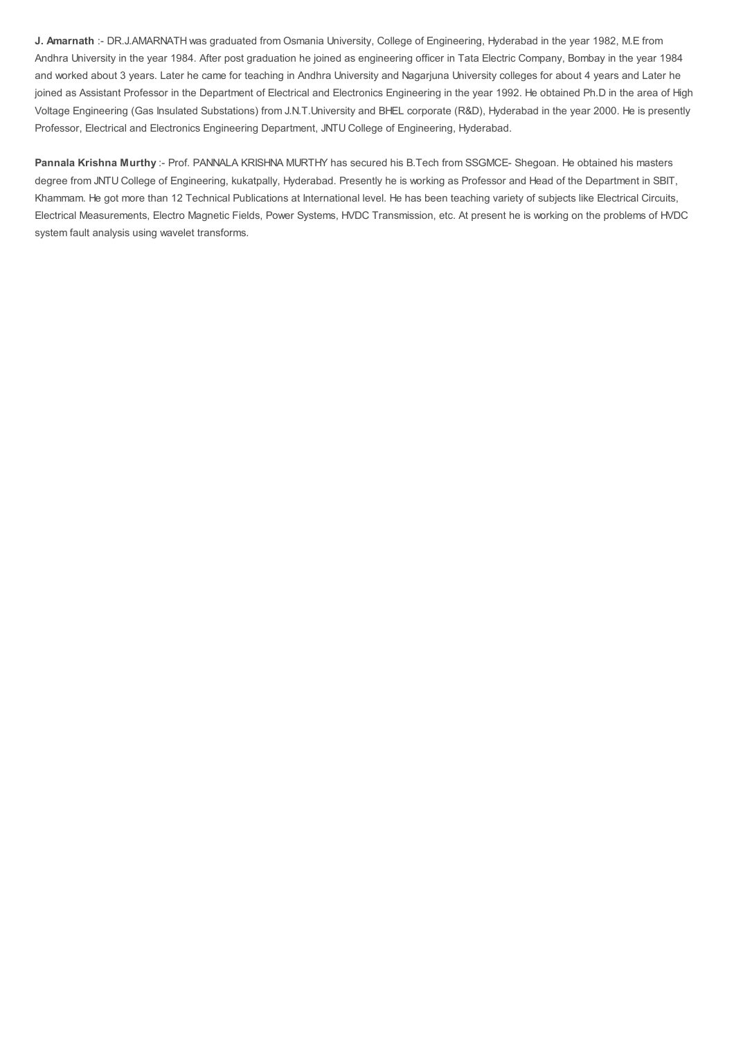**J. Amarnath** :- DR.J.AMARNATH was graduated from Osmania University, College of Engineering, Hyderabad in the year 1982, M.E from Andhra University in the year 1984. After post graduation he joined as engineering officer in Tata Electric Company, Bombay in the year 1984 and worked about 3 years. Later he came for teaching in Andhra University and Nagarjuna University colleges for about 4 years and Later he joined as Assistant Professor in the Department of Electrical and Electronics Engineering in the year 1992. He obtained Ph.D in the area of High Voltage Engineering (Gas Insulated Substations) from J.N.T.University and BHEL corporate (R&D), Hyderabad in the year 2000. He is presently Professor, Electrical and Electronics Engineering Department, JNTU College of Engineering, Hyderabad.

**Pannala Krishna Murthy** :- Prof. PANNALA KRISHNA MURTHY has secured his B.Tech from SSGMCE- Shegoan. He obtained his masters degree from JNTU College of Engineering, kukatpally, Hyderabad. Presently he is working as Professor and Head of the Department in SBIT, Khammam. He got more than 12 Technical Publications at International level. He has been teaching variety of subjects like Electrical Circuits, Electrical Measurements, Electro Magnetic Fields, Power Systems, HVDC Transmission, etc. At present he is working on the problems of HVDC system fault analysis using wavelet transforms.